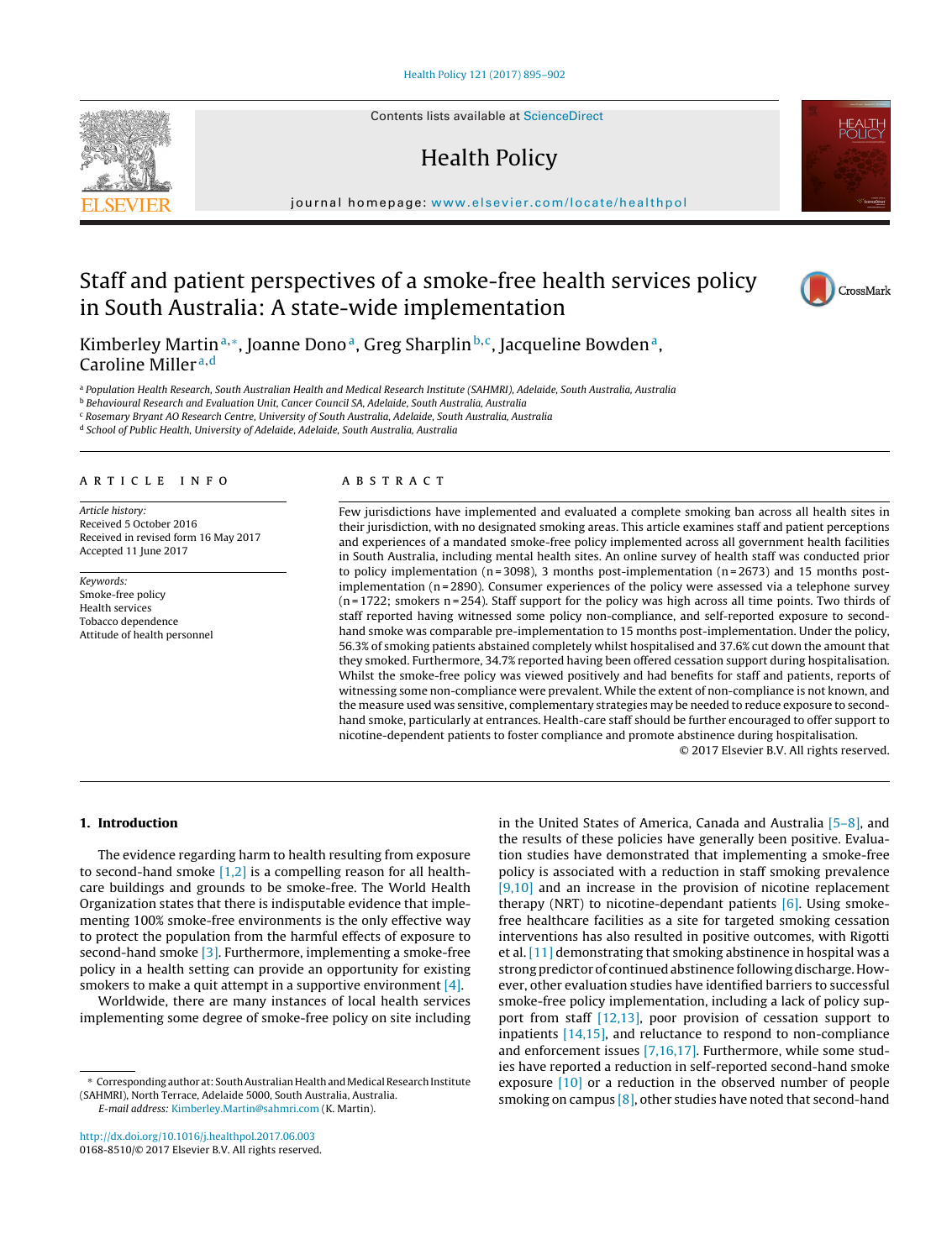# Staff and patient perspectives of a smoke-free health services policy in South Australia: A state-wide implementation

Kimberley Martin[a,*], Joanne Dono[a], Greg Sharplin[b,c], Jacqueline Bowden[a], Caroline Miller[a,d]

[a] Population Health Research, South Australian Health and Medical Research Institute (SAHMRI), Adelaide, South Australia, Australia
[b] Behavioural Research and Evaluation Unit, Cancer Council SA, Adelaide, South Australia, Australia
[c] Rosemary Bryant AO Research Centre, University of South Australia, Adelaide, South Australia, Australia
[d] School of Public Health, University of Adelaide, Adelaide, South Australia, Australia

## ARTICLE INFO

*Article history:*
Received 5 October 2016
Received in revised form 16 May 2017
Accepted 11 June 2017

*Keywords:*
Smoke-free policy
Health services
Tobacco dependence
Attitude of health personnel

## ABSTRACT

Few jurisdictions have implemented and evaluated a complete smoking ban across all health sites in their jurisdiction, with no designated smoking areas. This article examines staff and patient perceptions and experiences of a mandated smoke-free policy implemented across all government health facilities in South Australia, including mental health sites. An online survey of health staff was conducted prior to policy implementation (n = 3098), 3 months post-implementation (n = 2673) and 15 months post-implementation (n = 2890). Consumer experiences of the policy were assessed via a telephone survey (n = 1722; smokers n = 254). Staff support for the policy was high across all time points. Two thirds of staff reported having witnessed some policy non-compliance, and self-reported exposure to second-hand smoke was comparable pre-implementation to 15 months post-implementation. Under the policy, 56.3% of smoking patients abstained completely whilst hospitalised and 37.6% cut down the amount that they smoked. Furthermore, 34.7% reported having been offered cessation support during hospitalisation. Whilst the smoke-free policy was viewed positively and had benefits for staff and patients, reports of witnessing some non-compliance were prevalent. While the extent of non-compliance is not known, and the measure used was sensitive, complementary strategies may be needed to reduce exposure to second-hand smoke, particularly at entrances. Health-care staff should be further encouraged to offer support to nicotine-dependent patients to foster compliance and promote abstinence during hospitalisation.

© 2017 Elsevier B.V. All rights reserved.

## 1. Introduction

The evidence regarding harm to health resulting from exposure to second-hand smoke [1,2] is a compelling reason for all health-care buildings and grounds to be smoke-free. The World Health Organization states that there is indisputable evidence that implementing 100% smoke-free environments is the only effective way to protect the population from the harmful effects of exposure to second-hand smoke [3]. Furthermore, implementing a smoke-free policy in a health setting can provide an opportunity for existing smokers to make a quit attempt in a supportive environment [4].

Worldwide, there are many instances of local health services implementing some degree of smoke-free policy on site including in the United States of America, Canada and Australia [5–8], and the results of these policies have generally been positive. Evaluation studies have demonstrated that implementing a smoke-free policy is associated with a reduction in staff smoking prevalence [9,10] and an increase in the provision of nicotine replacement therapy (NRT) to nicotine-dependant patients [6]. Using smoke-free healthcare facilities as a site for targeted smoking cessation interventions has also resulted in positive outcomes, with Rigotti et al. [11] demonstrating that smoking abstinence in hospital was a strong predictor of continued abstinence following discharge. However, other evaluation studies have identified barriers to successful smoke-free policy implementation, including a lack of policy support from staff [12,13], poor provision of cessation support to inpatients [14,15], and reluctance to respond to non-compliance and enforcement issues [7,16,17]. Furthermore, while some studies have reported a reduction in self-reported second-hand smoke exposure [10] or a reduction in the observed number of people smoking on campus [8], other studies have noted that second-hand

* Corresponding author at: South Australian Health and Medical Research Institute (SAHMRI), North Terrace, Adelaide 5000, South Australia, Australia.
*E-mail address:* Kimberley.Martin@sahmri.com (K. Martin).

http://dx.doi.org/10.1016/j.healthpol.2017.06.003
0168-8510/© 2017 Elsevier B.V. All rights reserved.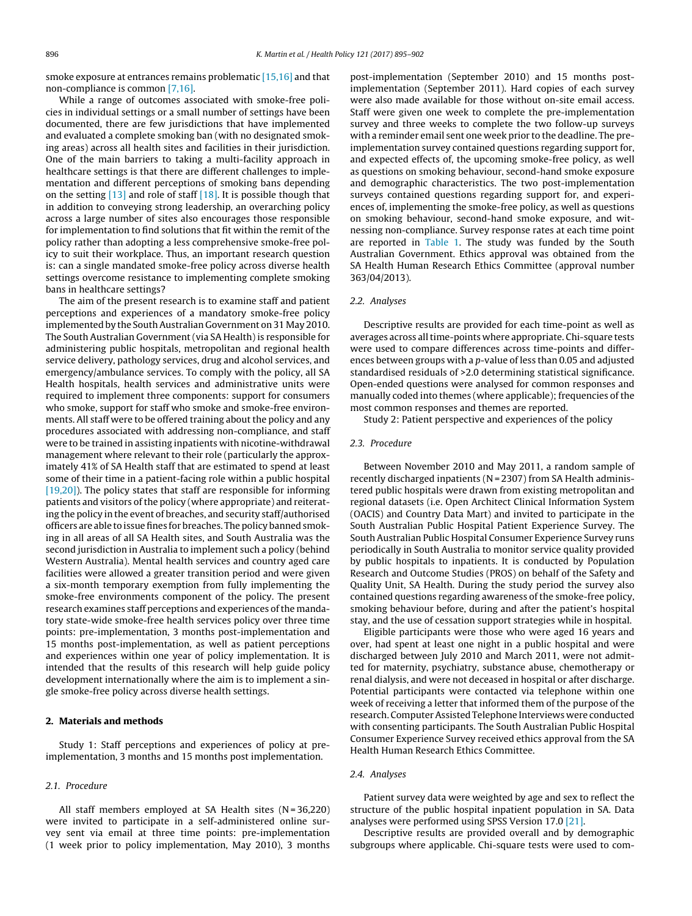smoke exposure at entrances remains problematic [15,16] and that non-compliance is common [7,16].

While a range of outcomes associated with smoke-free policies in individual settings or a small number of settings have been documented, there are few jurisdictions that have implemented and evaluated a complete smoking ban (with no designated smoking areas) across all health sites and facilities in their jurisdiction. One of the main barriers to taking a multi-facility approach in healthcare settings is that there are different challenges to implementation and different perceptions of smoking bans depending on the setting [13] and role of staff [18]. It is possible though that in addition to conveying strong leadership, an overarching policy across a large number of sites also encourages those responsible for implementation to find solutions that fit within the remit of the policy rather than adopting a less comprehensive smoke-free policy to suit their workplace. Thus, an important research question is: can a single mandated smoke-free policy across diverse health settings overcome resistance to implementing complete smoking bans in healthcare settings?

The aim of the present research is to examine staff and patient perceptions and experiences of a mandatory smoke-free policy implemented by the South Australian Government on 31 May 2010. The South Australian Government (via SA Health) is responsible for administering public hospitals, metropolitan and regional health service delivery, pathology services, drug and alcohol services, and emergency/ambulance services. To comply with the policy, all SA Health hospitals, health services and administrative units were required to implement three components: support for consumers who smoke, support for staff who smoke and smoke-free environments. All staff were to be offered training about the policy and any procedures associated with addressing non-compliance, and staff were to be trained in assisting inpatients with nicotine-withdrawal management where relevant to their role (particularly the approximately 41% of SA Health staff that are estimated to spend at least some of their time in a patient-facing role within a public hospital [19,20]). The policy states that staff are responsible for informing patients and visitors of the policy (where appropriate) and reiterating the policy in the event of breaches, and security staff/authorised officers are able to issue fines for breaches. The policy banned smoking in all areas of all SA Health sites, and South Australia was the second jurisdiction in Australia to implement such a policy (behind Western Australia). Mental health services and country aged care facilities were allowed a greater transition period and were given a six-month temporary exemption from fully implementing the smoke-free environments component of the policy. The present research examines staff perceptions and experiences of the mandatory state-wide smoke-free health services policy over three time points: pre-implementation, 3 months post-implementation and 15 months post-implementation, as well as patient perceptions and experiences within one year of policy implementation. It is intended that the results of this research will help guide policy development internationally where the aim is to implement a single smoke-free policy across diverse health settings.

## 2. Materials and methods

Study 1: Staff perceptions and experiences of policy at pre-implementation, 3 months and 15 months post implementation.

### 2.1. Procedure

All staff members employed at SA Health sites (N = 36,220) were invited to participate in a self-administered online survey sent via email at three time points: pre-implementation (1 week prior to policy implementation, May 2010), 3 months post-implementation (September 2010) and 15 months post-implementation (September 2011). Hard copies of each survey were also made available for those without on-site email access. Staff were given one week to complete the pre-implementation survey and three weeks to complete the two follow-up surveys with a reminder email sent one week prior to the deadline. The pre-implementation survey contained questions regarding support for, and expected effects of, the upcoming smoke-free policy, as well as questions on smoking behaviour, second-hand smoke exposure and demographic characteristics. The two post-implementation surveys contained questions regarding support for, and experiences of, implementing the smoke-free policy, as well as questions on smoking behaviour, second-hand smoke exposure, and witnessing non-compliance. Survey response rates at each time point are reported in Table 1. The study was funded by the South Australian Government. Ethics approval was obtained from the SA Health Human Research Ethics Committee (approval number 363/04/2013).

### 2.2. Analyses

Descriptive results are provided for each time-point as well as averages across all time-points where appropriate. Chi-square tests were used to compare differences across time-points and differences between groups with a $p$-value of less than 0.05 and adjusted standardised residuals of >2.0 determining statistical significance. Open-ended questions were analysed for common responses and manually coded into themes (where applicable); frequencies of the most common responses and themes are reported.

Study 2: Patient perspective and experiences of the policy

### 2.3. Procedure

Between November 2010 and May 2011, a random sample of recently discharged inpatients (N = 2307) from SA Health administered public hospitals were drawn from existing metropolitan and regional datasets (i.e. Open Architect Clinical Information System (OACIS) and Country Data Mart) and invited to participate in the South Australian Public Hospital Patient Experience Survey. The South Australian Public Hospital Consumer Experience Survey runs periodically in South Australia to monitor service quality provided by public hospitals to inpatients. It is conducted by Population Research and Outcome Studies (PROS) on behalf of the Safety and Quality Unit, SA Health. During the study period the survey also contained questions regarding awareness of the smoke-free policy, smoking behaviour before, during and after the patient's hospital stay, and the use of cessation support strategies while in hospital.

Eligible participants were those who were aged 16 years and over, had spent at least one night in a public hospital and were discharged between July 2010 and March 2011, were not admitted for maternity, psychiatry, substance abuse, chemotherapy or renal dialysis, and were not deceased in hospital or after discharge. Potential participants were contacted via telephone within one week of receiving a letter that informed them of the purpose of the research. Computer Assisted Telephone Interviews were conducted with consenting participants. The South Australian Public Hospital Consumer Experience Survey received ethics approval from the SA Health Human Research Ethics Committee.

### 2.4. Analyses

Patient survey data were weighted by age and sex to reflect the structure of the public hospital inpatient population in SA. Data analyses were performed using SPSS Version 17.0 [21].

Descriptive results are provided overall and by demographic subgroups where applicable. Chi-square tests were used to com-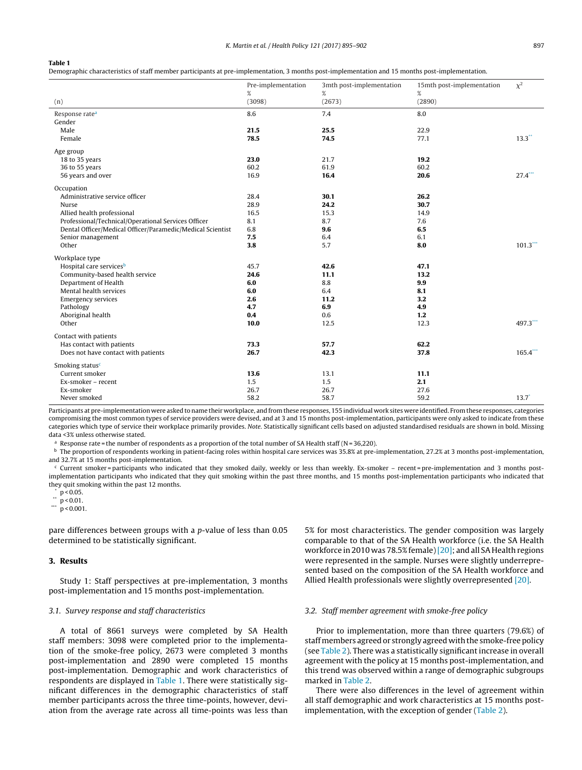**Table 1**
Demographic characteristics of staff member participants at pre-implementation, 3 months post-implementation and 15 months post-implementation.

| | Pre-implementation % | 3mth post-implementation % | 15mth post-implementation % | $\chi^2$ |
|---|---|---|---|---|
| (n) | (3098) | (2673) | (2890) | |
| Response rate[a] | 8.6 | 7.4 | 8.0 | |
| Gender | | | | |
| Male | **21.5** | **25.5** | 22.9 | |
| Female | **78.5** | **74.5** | 77.1 | 13.3** |
| Age group | | | | |
| 18 to 35 years | **23.0** | 21.7 | **19.2** | |
| 36 to 55 years | 60.2 | 61.9 | 60.2 | |
| 56 years and over | 16.9 | **16.4** | **20.6** | 27.4*** |
| Occupation | | | | |
| Administrative service officer | 28.4 | **30.1** | **26.2** | |
| Nurse | 28.9 | **24.2** | **30.7** | |
| Allied health professional | 16.5 | 15.3 | 14.9 | |
| Professional/Technical/Operational Services Officer | 8.1 | 8.7 | 7.6 | |
| Dental Officer/Medical Officer/Paramedic/Medical Scientist | 6.8 | **9.6** | **6.5** | |
| Senior management | **7.5** | 6.4 | 6.1 | |
| Other | **3.8** | 5.7 | **8.0** | 101.3*** |
| Workplace type | | | | |
| Hospital care services[b] | 45.7 | **42.6** | **47.1** | |
| Community-based health service | **24.6** | **11.1** | **13.2** | |
| Department of Health | **6.0** | 8.8 | **9.9** | |
| Mental health services | **6.0** | 6.4 | **8.1** | |
| Emergency services | **2.6** | **11.2** | **3.2** | |
| Pathology | **4.7** | **6.9** | **4.9** | |
| Aboriginal health | **0.4** | 0.6 | **1.2** | |
| Other | **10.0** | 12.5 | 12.3 | 497.3*** |
| Contact with patients | | | | |
| Has contact with patients | **73.3** | **57.7** | **62.2** | |
| Does not have contact with patients | **26.7** | **42.3** | **37.8** | 165.4*** |
| Smoking status[c] | | | | |
| Current smoker | **13.6** | 13.1 | **11.1** | |
| Ex-smoker – recent | 1.5 | 1.5 | **2.1** | |
| Ex-smoker | 26.7 | 26.7 | 27.6 | |
| Never smoked | 58.2 | 58.7 | 59.2 | 13.7* |

Participants at pre-implementation were asked to name their workplace, and from these responses, 155 individual work sites were identified. From these responses, categories compromising the most common types of service providers were devised, and at 3 and 15 months post-implementation, participants were only asked to indicate from these categories which type of service their workplace primarily provides. *Note.* Statistically significant cells based on adjusted standardised residuals are shown in bold. Missing data <3% unless otherwise stated.

[a] Response rate = the number of respondents as a proportion of the total number of SA Health staff (N = 36,220).

[b] The proportion of respondents working in patient-facing roles within hospital care services was 35.8% at pre-implementation, 27.2% at 3 months post-implementation, and 32.7% at 15 months post-implementation.

[c] Current smoker = participants who indicated that they smoked daily, weekly or less than weekly. Ex-smoker – recent = pre-implementation and 3 months post-implementation participants who indicated that they quit smoking within the past three months, and 15 months post-implementation participants who indicated that they quit smoking within the past 12 months.

\* $p < 0.05$.
\*\* $p < 0.01$.
\*\*\* $p < 0.001$.

pare differences between groups with a *p*-value of less than 0.05 determined to be statistically significant.

## 3. Results

Study 1: Staff perspectives at pre-implementation, 3 months post-implementation and 15 months post-implementation.

### 3.1. Survey response and staff characteristics

A total of 8661 surveys were completed by SA Health staff members: 3098 were completed prior to the implementation of the smoke-free policy, 2673 were completed 3 months post-implementation and 2890 were completed 15 months post-implementation. Demographic and work characteristics of respondents are displayed in Table 1. There were statistically significant differences in the demographic characteristics of staff member participants across the three time-points, however, deviation from the average rate across all time-points was less than 5% for most characteristics. The gender composition was largely comparable to that of the SA Health workforce (i.e. the SA Health workforce in 2010 was 78.5% female) [20]; and all SA Health regions were represented in the sample. Nurses were slightly underrepresented based on the composition of the SA Health workforce and Allied Health professionals were slightly overrepresented [20].

### 3.2. Staff member agreement with smoke-free policy

Prior to implementation, more than three quarters (79.6%) of staff members agreed or strongly agreed with the smoke-free policy (see Table 2). There was a statistically significant increase in overall agreement with the policy at 15 months post-implementation, and this trend was observed within a range of demographic subgroups marked in Table 2.

There were also differences in the level of agreement within all staff demographic and work characteristics at 15 months post-implementation, with the exception of gender (Table 2).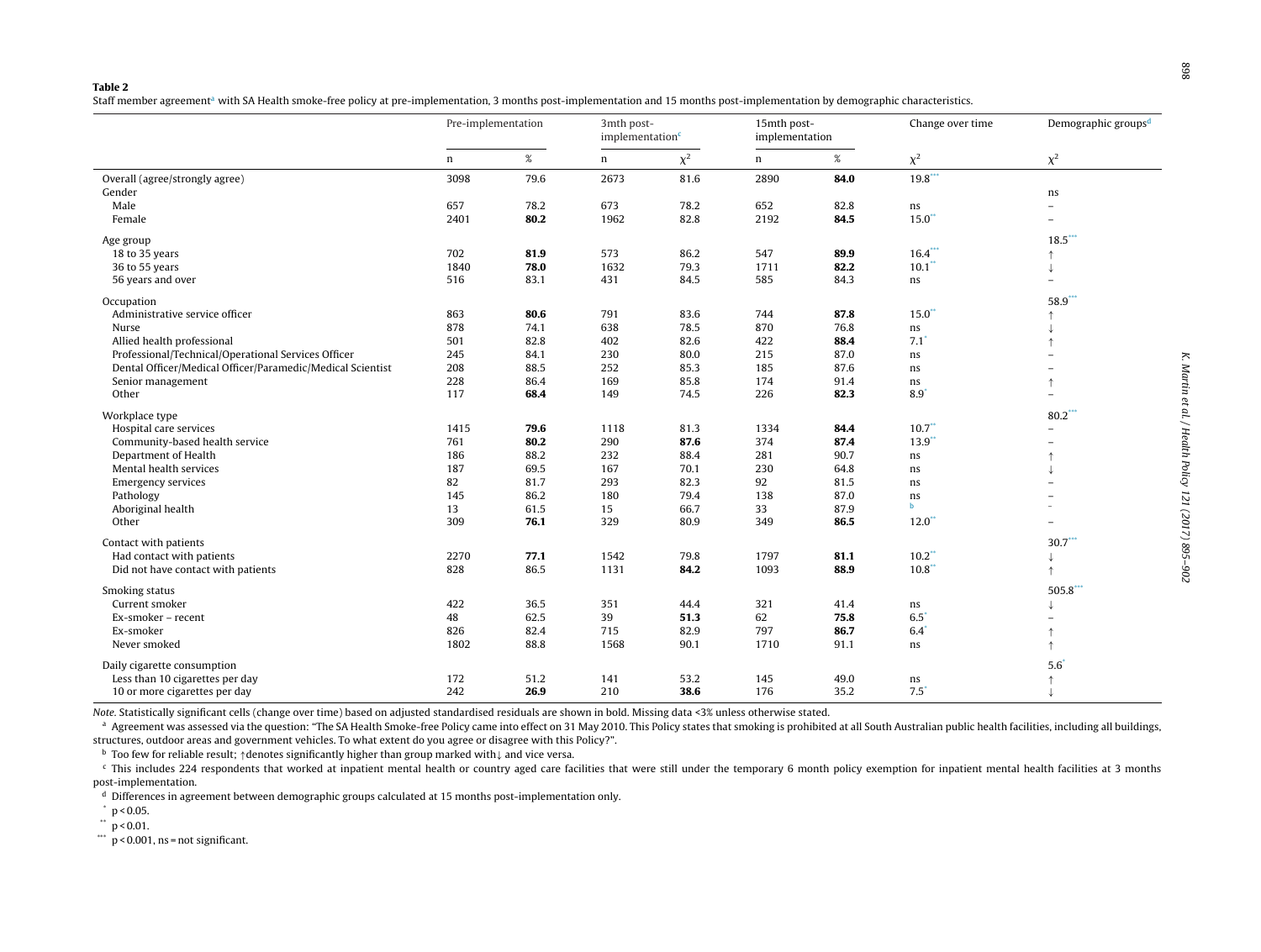**Table 2**

Staff member agreement[a] with SA Health smoke-free policy at pre-implementation, 3 months post-implementation and 15 months post-implementation by demographic characteristics.

| | Pre-implementation | | 3mth post-implementation[c] | | 15mth post-implementation | | Change over time | Demographic groups[d] |
|---|---|---|---|---|---|---|---|---|
| | n | % | n | $\chi^2$ | n | % | $\chi^2$ | $\chi^2$ |
| Overall (agree/strongly agree) | 3098 | 79.6 | 2673 | 81.6 | 2890 | **84.0** | 19.8*** | |
| Gender | | | | | | | | ns |
| Male | 657 | 78.2 | 673 | 78.2 | 652 | 82.8 | ns | – |
| Female | 2401 | **80.2** | 1962 | 82.8 | 2192 | **84.5** | 15.0** | – |
| Age group | | | | | | | | 18.5*** |
| 18 to 35 years | 702 | **81.9** | 573 | 86.2 | 547 | **89.9** | 16.4*** | ↑ |
| 36 to 55 years | 1840 | **78.0** | 1632 | 79.3 | 1711 | **82.2** | 10.1** | ↓ |
| 56 years and over | 516 | 83.1 | 431 | 84.5 | 585 | 84.3 | ns | – |
| Occupation | | | | | | | | 58.9*** |
| Administrative service officer | 863 | **80.6** | 791 | 83.6 | 744 | **87.8** | 15.0** | ↑ |
| Nurse | 878 | 74.1 | 638 | 78.5 | 870 | 76.8 | ns | ↓ |
| Allied health professional | 501 | 82.8 | 402 | 82.6 | 422 | **88.4** | 7.1* | ↑ |
| Professional/Technical/Operational Services Officer | 245 | 84.1 | 230 | 80.0 | 215 | 87.0 | ns | – |
| Dental Officer/Medical Officer/Paramedic/Medical Scientist | 208 | 88.5 | 252 | 85.3 | 185 | 87.6 | ns | – |
| Senior management | 228 | 86.4 | 169 | 85.8 | 174 | 91.4 | ns | ↑ |
| Other | 117 | **68.4** | 149 | 74.5 | 226 | **82.3** | 8.9* | – |
| Workplace type | | | | | | | | 80.2*** |
| Hospital care services | 1415 | **79.6** | 1118 | 81.3 | 1334 | **84.4** | 10.7** | – |
| Community-based health service | 761 | **80.2** | 290 | **87.6** | 374 | **87.4** | 13.9** | – |
| Department of Health | 186 | 88.2 | 232 | 88.4 | 281 | 90.7 | ns | ↑ |
| Mental health services | 187 | 69.5 | 167 | 70.1 | 230 | 64.8 | ns | ↓ |
| Emergency services | 82 | 81.7 | 293 | 82.3 | 92 | 81.5 | ns | – |
| Pathology | 145 | 86.2 | 180 | 79.4 | 138 | 87.0 | ns | – |
| Aboriginal health | 13 | 61.5 | 15 | 66.7 | 33 | 87.9 | [b] | – |
| Other | 309 | **76.1** | 329 | 80.9 | 349 | **86.5** | 12.0** | – |
| Contact with patients | | | | | | | | 30.7*** |
| Had contact with patients | 2270 | **77.1** | 1542 | 79.8 | 1797 | **81.1** | 10.2** | ↓ |
| Did not have contact with patients | 828 | 86.5 | 1131 | **84.2** | 1093 | **88.9** | 10.8** | ↑ |
| Smoking status | | | | | | | | 505.8*** |
| Current smoker | 422 | 36.5 | 351 | 44.4 | 321 | 41.4 | ns | ↓ |
| Ex-smoker – recent | 48 | 62.5 | 39 | **51.3** | 62 | **75.8** | 6.5* | – |
| Ex-smoker | 826 | 82.4 | 715 | 82.9 | 797 | **86.7** | 6.4* | ↑ |
| Never smoked | 1802 | 88.8 | 1568 | 90.1 | 1710 | 91.1 | ns | ↑ |
| Daily cigarette consumption | | | | | | | | 5.6* |
| Less than 10 cigarettes per day | 172 | 51.2 | 141 | 53.2 | 145 | 49.0 | ns | ↑ |
| 10 or more cigarettes per day | 242 | **26.9** | 210 | **38.6** | 176 | 35.2 | 7.5* | ↓ |

*Note.* Statistically significant cells (change over time) based on adjusted standardised residuals are shown in bold. Missing data <3% unless otherwise stated.

[a] Agreement was assessed via the question: "The SA Health Smoke-free Policy came into effect on 31 May 2010. This Policy states that smoking is prohibited at all South Australian public health facilities, including all buildings, structures, outdoor areas and government vehicles. To what extent do you agree or disagree with this Policy?".

[b] Too few for reliable result; ↑denotes significantly higher than group marked with↓ and vice versa.

[c] This includes 224 respondents that worked at inpatient mental health or country aged care facilities that were still under the temporary 6 month policy exemption for inpatient mental health facilities at 3 months post-implementation.

[d] Differences in agreement between demographic groups calculated at 15 months post-implementation only.

* $p < 0.05$.

** $p < 0.01$.

*** $p < 0.001$, ns = not significant.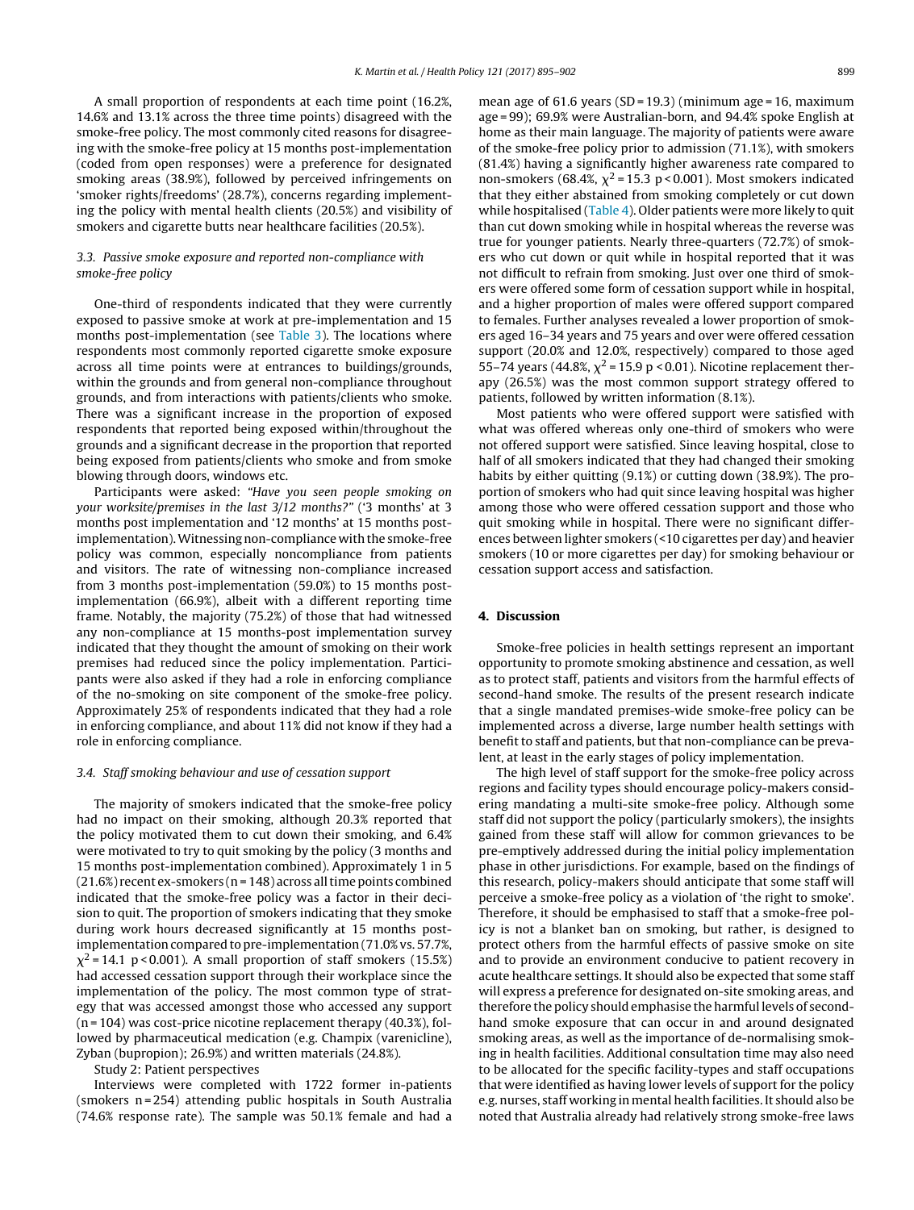A small proportion of respondents at each time point (16.2%, 14.6% and 13.1% across the three time points) disagreed with the smoke-free policy. The most commonly cited reasons for disagreeing with the smoke-free policy at 15 months post-implementation (coded from open responses) were a preference for designated smoking areas (38.9%), followed by perceived infringements on 'smoker rights/freedoms' (28.7%), concerns regarding implementing the policy with mental health clients (20.5%) and visibility of smokers and cigarette butts near healthcare facilities (20.5%).

### 3.3. Passive smoke exposure and reported non-compliance with smoke-free policy

One-third of respondents indicated that they were currently exposed to passive smoke at work at pre-implementation and 15 months post-implementation (see Table 3). The locations where respondents most commonly reported cigarette smoke exposure across all time points were at entrances to buildings/grounds, within the grounds and from general non-compliance throughout grounds, and from interactions with patients/clients who smoke. There was a significant increase in the proportion of exposed respondents that reported being exposed within/throughout the grounds and a significant decrease in the proportion that reported being exposed from patients/clients who smoke and from smoke blowing through doors, windows etc.

Participants were asked: *"Have you seen people smoking on your worksite/premises in the last 3/12 months?"* ('3 months' at 3 months post implementation and '12 months' at 15 months post-implementation). Witnessing non-compliance with the smoke-free policy was common, especially noncompliance from patients and visitors. The rate of witnessing non-compliance increased from 3 months post-implementation (59.0%) to 15 months post-implementation (66.9%), albeit with a different reporting time frame. Notably, the majority (75.2%) of those that had witnessed any non-compliance at 15 months-post implementation survey indicated that they thought the amount of smoking on their work premises had reduced since the policy implementation. Participants were also asked if they had a role in enforcing compliance of the no-smoking on site component of the smoke-free policy. Approximately 25% of respondents indicated that they had a role in enforcing compliance, and about 11% did not know if they had a role in enforcing compliance.

### 3.4. Staff smoking behaviour and use of cessation support

The majority of smokers indicated that the smoke-free policy had no impact on their smoking, although 20.3% reported that the policy motivated them to cut down their smoking, and 6.4% were motivated to try to quit smoking by the policy (3 months and 15 months post-implementation combined). Approximately 1 in 5 (21.6%) recent ex-smokers (n = 148) across all time points combined indicated that the smoke-free policy was a factor in their decision to quit. The proportion of smokers indicating that they smoke during work hours decreased significantly at 15 months post-implementation compared to pre-implementation (71.0% vs. 57.7%, $\chi^2$ = 14.1 p < 0.001). A small proportion of staff smokers (15.5%) had accessed cessation support through their workplace since the implementation of the policy. The most common type of strategy that was accessed amongst those who accessed any support (n = 104) was cost-price nicotine replacement therapy (40.3%), followed by pharmaceutical medication (e.g. Champix (varenicline), Zyban (bupropion); 26.9%) and written materials (24.8%).

Study 2: Patient perspectives

Interviews were completed with 1722 former in-patients (smokers n = 254) attending public hospitals in South Australia (74.6% response rate). The sample was 50.1% female and had a mean age of 61.6 years (SD = 19.3) (minimum age = 16, maximum age = 99); 69.9% were Australian-born, and 94.4% spoke English at home as their main language. The majority of patients were aware of the smoke-free policy prior to admission (71.1%), with smokers (81.4%) having a significantly higher awareness rate compared to non-smokers (68.4%, $\chi^2$ = 15.3 p < 0.001). Most smokers indicated that they either abstained from smoking completely or cut down while hospitalised (Table 4). Older patients were more likely to quit than cut down smoking while in hospital whereas the reverse was true for younger patients. Nearly three-quarters (72.7%) of smokers who cut down or quit while in hospital reported that it was not difficult to refrain from smoking. Just over one third of smokers were offered some form of cessation support while in hospital, and a higher proportion of males were offered support compared to females. Further analyses revealed a lower proportion of smokers aged 16–34 years and 75 years and over were offered cessation support (20.0% and 12.0%, respectively) compared to those aged 55–74 years (44.8%, $\chi^2$ = 15.9 p < 0.01). Nicotine replacement therapy (26.5%) was the most common support strategy offered to patients, followed by written information (8.1%).

Most patients who were offered support were satisfied with what was offered whereas only one-third of smokers who were not offered support were satisfied. Since leaving hospital, close to half of all smokers indicated that they had changed their smoking habits by either quitting (9.1%) or cutting down (38.9%). The proportion of smokers who had quit since leaving hospital was higher among those who were offered cessation support and those who quit smoking while in hospital. There were no significant differences between lighter smokers (<10 cigarettes per day) and heavier smokers (10 or more cigarettes per day) for smoking behaviour or cessation support access and satisfaction.

## 4. Discussion

Smoke-free policies in health settings represent an important opportunity to promote smoking abstinence and cessation, as well as to protect staff, patients and visitors from the harmful effects of second-hand smoke. The results of the present research indicate that a single mandated premises-wide smoke-free policy can be implemented across a diverse, large number health settings with benefit to staff and patients, but that non-compliance can be prevalent, at least in the early stages of policy implementation.

The high level of staff support for the smoke-free policy across regions and facility types should encourage policy-makers considering mandating a multi-site smoke-free policy. Although some staff did not support the policy (particularly smokers), the insights gained from these staff will allow for common grievances to be pre-emptively addressed during the initial policy implementation phase in other jurisdictions. For example, based on the findings of this research, policy-makers should anticipate that some staff will perceive a smoke-free policy as a violation of 'the right to smoke'. Therefore, it should be emphasised to staff that a smoke-free policy is not a blanket ban on smoking, but rather, is designed to protect others from the harmful effects of passive smoke on site and to provide an environment conducive to patient recovery in acute healthcare settings. It should also be expected that some staff will express a preference for designated on-site smoking areas, and therefore the policy should emphasise the harmful levels of second-hand smoke exposure that can occur in and around designated smoking areas, as well as the importance of de-normalising smoking in health facilities. Additional consultation time may also need to be allocated for the specific facility-types and staff occupations that were identified as having lower levels of support for the policy e.g. nurses, staff working in mental health facilities. It should also be noted that Australia already had relatively strong smoke-free laws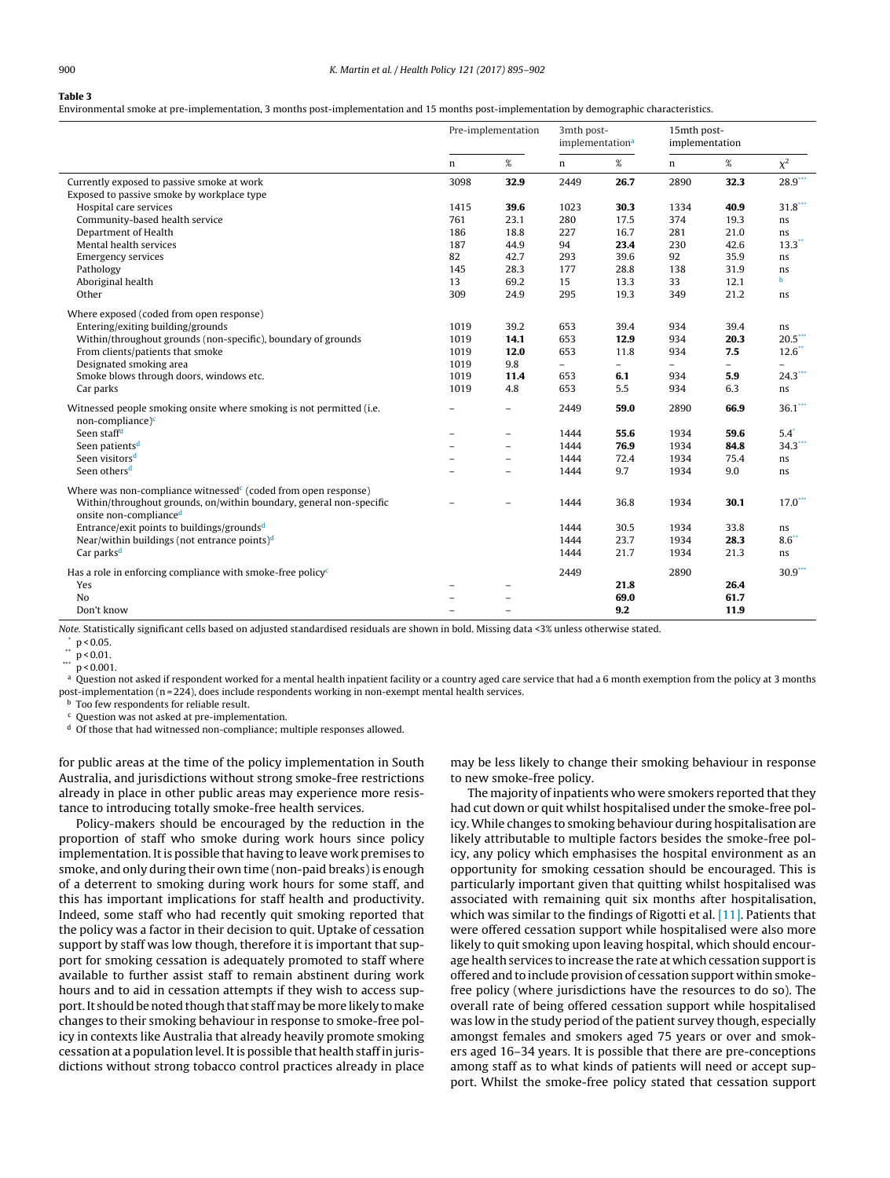**Table 3**
Environmental smoke at pre-implementation, 3 months post-implementation and 15 months post-implementation by demographic characteristics.

| | Pre-implementation | | 3mth post-implementation[a] | | 15mth post-implementation | | |
|---|---|---|---|---|---|---|---|
| | n | % | n | % | n | % | $\chi^2$ |
| Currently exposed to passive smoke at work | 3098 | **32.9** | 2449 | **26.7** | 2890 | **32.3** | 28.9*** |
| Exposed to passive smoke by workplace type | | | | | | | |
| Hospital care services | 1415 | **39.6** | 1023 | **30.3** | 1334 | **40.9** | 31.8*** |
| Community-based health service | 761 | 23.1 | 280 | 17.5 | 374 | 19.3 | ns |
| Department of Health | 186 | 18.8 | 227 | 16.7 | 281 | 21.0 | ns |
| Mental health services | 187 | 44.9 | 94 | **23.4** | 230 | 42.6 | 13.3** |
| Emergency services | 82 | 42.7 | 293 | 39.6 | 92 | 35.9 | ns |
| Pathology | 145 | 28.3 | 177 | 28.8 | 138 | 31.9 | ns |
| Aboriginal health | 13 | 69.2 | 15 | 13.3 | 33 | 12.1 | b |
| Other | 309 | 24.9 | 295 | 19.3 | 349 | 21.2 | ns |
| Where exposed (coded from open response) | | | | | | | |
| Entering/exiting building/grounds | 1019 | 39.2 | 653 | 39.4 | 934 | 39.4 | ns |
| Within/throughout grounds (non-specific), boundary of grounds | 1019 | **14.1** | 653 | **12.9** | 934 | **20.3** | 20.5*** |
| From clients/patients that smoke | 1019 | **12.0** | 653 | 11.8 | 934 | **7.5** | 12.6** |
| Designated smoking area | 1019 | 9.8 | – | – | – | – | – |
| Smoke blows through doors, windows etc. | 1019 | **11.4** | 653 | **6.1** | 934 | **5.9** | 24.3*** |
| Car parks | 1019 | 4.8 | 653 | 5.5 | 934 | 6.3 | ns |
| Witnessed people smoking onsite where smoking is not permitted (i.e. non-compliance)[c] | – | – | 2449 | **59.0** | 2890 | **66.9** | 36.1*** |
| Seen staff[d] | – | – | 1444 | **55.6** | 1934 | **59.6** | 5.4* |
| Seen patients[d] | – | – | 1444 | **76.9** | 1934 | **84.8** | 34.3*** |
| Seen visitors[d] | – | – | 1444 | 72.4 | 1934 | 75.4 | ns |
| Seen others[d] | – | – | 1444 | 9.7 | 1934 | 9.0 | ns |
| Where was non-compliance witnessed[c] (coded from open response) | | | | | | | |
| Within/throughout grounds, on/within boundary, general non-specific onsite non-compliance[d] | – | – | 1444 | 36.8 | 1934 | **30.1** | 17.0*** |
| Entrance/exit points to buildings/grounds[d] | | | 1444 | 30.5 | 1934 | 33.8 | ns |
| Near/within buildings (not entrance points)[d] | | | 1444 | 23.7 | 1934 | **28.3** | 8.6** |
| Car parks[d] | | | 1444 | 21.7 | 1934 | 21.3 | ns |
| Has a role in enforcing compliance with smoke-free policy[c] | | | 2449 | | 2890 | | 30.9*** |
| Yes | – | – | | **21.8** | | **26.4** | |
| No | – | – | | **69.0** | | **61.7** | |
| Don't know | – | – | | **9.2** | | **11.9** | |

*Note.* Statistically significant cells based on adjusted standardised residuals are shown in bold. Missing data <3% unless otherwise stated.

\* $p < 0.05$.

\*\* $p < 0.01$.

\*\*\* $p < 0.001$.

[a] Question not asked if respondent worked for a mental health inpatient facility or a country aged care service that had a 6 month exemption from the policy at 3 months post-implementation (n = 224), does include respondents working in non-exempt mental health services.

[b] Too few respondents for reliable result.

[c] Question was not asked at pre-implementation.

[d] Of those that had witnessed non-compliance; multiple responses allowed.

for public areas at the time of the policy implementation in South Australia, and jurisdictions without strong smoke-free restrictions already in place in other public areas may experience more resistance to introducing totally smoke-free health services.

Policy-makers should be encouraged by the reduction in the proportion of staff who smoke during work hours since policy implementation. It is possible that having to leave work premises to smoke, and only during their own time (non-paid breaks) is enough of a deterrent to smoking during work hours for some staff, and this has important implications for staff health and productivity. Indeed, some staff who had recently quit smoking reported that the policy was a factor in their decision to quit. Uptake of cessation support by staff was low though, therefore it is important that support for smoking cessation is adequately promoted to staff where available to further assist staff to remain abstinent during work hours and to aid in cessation attempts if they wish to access support. It should be noted though that staff may be more likely to make changes to their smoking behaviour in response to smoke-free policy in contexts like Australia that already heavily promote smoking cessation at a population level. It is possible that health staff in jurisdictions without strong tobacco control practices already in place may be less likely to change their smoking behaviour in response to new smoke-free policy.

The majority of inpatients who were smokers reported that they had cut down or quit whilst hospitalised under the smoke-free policy. While changes to smoking behaviour during hospitalisation are likely attributable to multiple factors besides the smoke-free policy, any policy which emphasises the hospital environment as an opportunity for smoking cessation should be encouraged. This is particularly important given that quitting whilst hospitalised was associated with remaining quit six months after hospitalisation, which was similar to the findings of Rigotti et al. [11]. Patients that were offered cessation support while hospitalised were also more likely to quit smoking upon leaving hospital, which should encourage health services to increase the rate at which cessation support is offered and to include provision of cessation support within smoke-free policy (where jurisdictions have the resources to do so). The overall rate of being offered cessation support while hospitalised was low in the study period of the patient survey though, especially amongst females and smokers aged 75 years or over and smokers aged 16–34 years. It is possible that there are pre-conceptions among staff as to what kinds of patients will need or accept support. Whilst the smoke-free policy stated that cessation support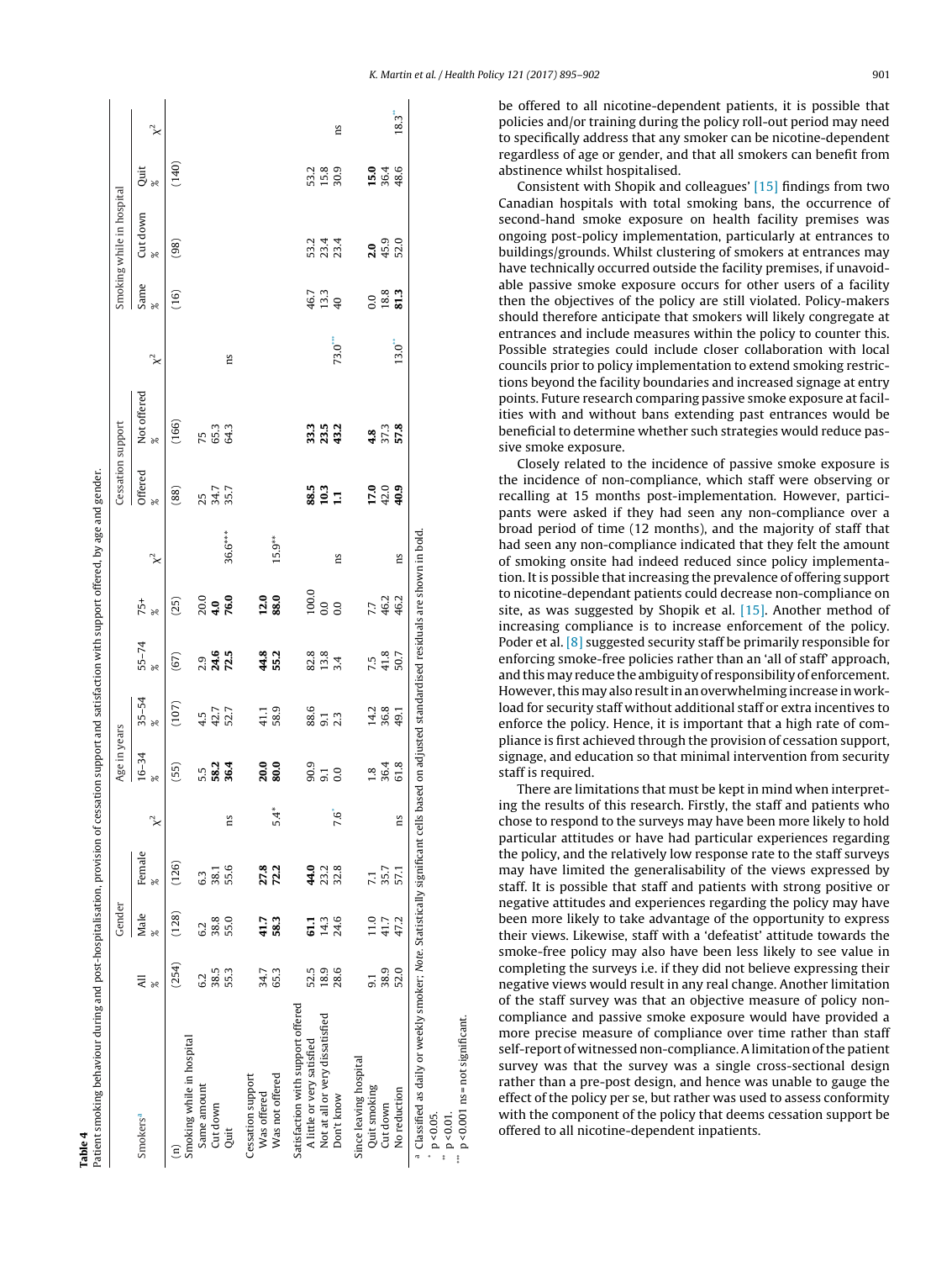**Table 4**
Patient smoking behaviour during and post-hospitalisation, provision of cessation support and satisfaction with support offered, by age and gender.

| Smokers[a] | All | Gender | | | Age in years | | | | | Cessation support | | | Smoking while in hospital | | | |
|---|---|---|---|---|---|---|---|---|---|---|---|---|---|---|---|---|
| | % | Male % | Female % | $\chi^2$ | 16–34 % | 35–54 % | 55–74 % | 75+ % | $\chi^2$ | Offered % | Not offered % | $\chi^2$ | Same % | Cut down % | Quit % | $\chi^2$ |
| (n) | (254) | (128) | (126) | | (55) | (107) | (67) | (25) | | (88) | (166) | | (16) | (98) | (140) | |
| Smoking while in hospital | | | | | | | | | | | | | | | | |
| Same amount | 6.2 | 6.2 | 6.3 | | 5.5 | 4.5 | 2.9 | 20.0 | | 25 | 75 | | | | | |
| Cut down | 38.5 | 38.8 | 38.1 | | **58.2** | 42.7 | **24.6** | **4.0** | | 34.7 | 65.3 | | | | | |
| Quit | 55.3 | 55.0 | 55.6 | ns | **36.4** | 52.7 | **72.5** | **76.0** | 36.6*** | 35.7 | 64.3 | ns | | | | |
| Cessation support | | | | | | | | | | | | | | | | |
| Was offered | 34.7 | **41.7** | **27.8** | | **20.0** | 41.1 | **44.8** | **12.0** | | | | | | | | |
| Was not offered | 65.3 | **58.3** | **72.2** | 5.4* | **80.0** | 58.9 | **55.2** | **88.0** | 15.9** | | | | | | | |
| Satisfaction with support offered | | | | | | | | | | | | | | | | |
| A little or very satisfied | 52.5 | **61.1** | **44.0** | | 90.9 | 88.6 | 82.8 | 100.0 | | **88.5** | **33.3** | | 46.7 | 53.2 | 53.2 | |
| Not at all or very dissatisfied | 18.9 | 14.3 | 23.2 | | 9.1 | 9.1 | 13.8 | 0.0 | | **10.3** | **23.5** | | 13.3 | 23.4 | 15.8 | |
| Don't know | 28.6 | 24.6 | 32.8 | 7.6* | 0.0 | 2.3 | 3.4 | 0.0 | ns | **1.1** | **43.2** | 73.0*** | 40 | 23.4 | 30.9 | ns |
| Since leaving hospital | | | | | | | | | | | | | | | | |
| Quit smoking | 9.1 | 11.0 | 7.1 | | 1.8 | 14.2 | 7.5 | 7.7 | | **17.0** | **4.8** | | 0.0 | **2.0** | **15.0** | |
| Cut down | 38.9 | 41.7 | 35.7 | | 36.4 | 36.8 | 41.8 | 46.2 | | 42.0 | 37.3 | | 18.8 | 45.9 | 36.4 | |
| No reduction | 52.0 | 47.2 | 57.1 | ns | 61.8 | 49.1 | 50.7 | 46.2 | ns | **40.9** | **57.8** | 13.0** | **81.3** | 52.0 | 48.6 | 18.3** |

[a] Classified as daily or weekly smoker; *Note.* Statistically significant cells based on adjusted standardised residuals are shown in bold.
* $p<0.05$.
** $p<0.01$.
*** $p<0.001$ ns = not significant.

be offered to all nicotine-dependent patients, it is possible that policies and/or training during the policy roll-out period may need to specifically address that any smoker can be nicotine-dependent regardless of age or gender, and that all smokers can benefit from abstinence whilst hospitalised.

Consistent with Shopik and colleagues' [15] findings from two Canadian hospitals with total smoking bans, the occurrence of second-hand smoke exposure on health facility premises was ongoing post-policy implementation, particularly at entrances to buildings/grounds. Whilst clustering of smokers at entrances may have technically occurred outside the facility premises, if unavoidable passive smoke exposure occurs for other users of a facility then the objectives of the policy are still violated. Policy-makers should therefore anticipate that smokers will likely congregate at entrances and include measures within the policy to counter this. Possible strategies could include closer collaboration with local councils prior to policy implementation to extend smoking restrictions beyond the facility boundaries and increased signage at entry points. Future research comparing passive smoke exposure at facilities with and without bans extending past entrances would be beneficial to determine whether such strategies would reduce passive smoke exposure.

Closely related to the incidence of passive smoke exposure is the incidence of non-compliance, which staff were observing or recalling at 15 months post-implementation. However, participants were asked if they had seen any non-compliance over a broad period of time (12 months), and the majority of staff that had seen any non-compliance indicated that they felt the amount of smoking onsite had indeed reduced since policy implementation. It is possible that increasing the prevalence of offering support to nicotine-dependant patients could decrease non-compliance on site, as was suggested by Shopik et al. [15]. Another method of increasing compliance is to increase enforcement of the policy. Poder et al. [8] suggested security staff be primarily responsible for enforcing smoke-free policies rather than an 'all of staff' approach, and this may reduce the ambiguity of responsibility of enforcement. However, this may also result in an overwhelming increase in workload for security staff without additional staff or extra incentives to enforce the policy. Hence, it is important that a high rate of compliance is first achieved through the provision of cessation support, signage, and education so that minimal intervention from security staff is required.

There are limitations that must be kept in mind when interpreting the results of this research. Firstly, the staff and patients who chose to respond to the surveys may have been more likely to hold particular attitudes or have had particular experiences regarding the policy, and the relatively low response rate to the staff surveys may have limited the generalisability of the views expressed by staff. It is possible that staff and patients with strong positive or negative attitudes and experiences regarding the policy may have been more likely to take advantage of the opportunity to express their views. Likewise, staff with a 'defeatist' attitude towards the smoke-free policy may also have been less likely to see value in completing the surveys i.e. if they did not believe expressing their negative views would result in any real change. Another limitation of the staff survey was that an objective measure of policy non-compliance and passive smoke exposure would have provided a more precise measure of compliance over time rather than staff self-report of witnessed non-compliance. A limitation of the patient survey was that the survey was a single cross-sectional design rather than a pre-post design, and hence was unable to gauge the effect of the policy per se, but rather was used to assess conformity with the component of the policy that deems cessation support be offered to all nicotine-dependent inpatients.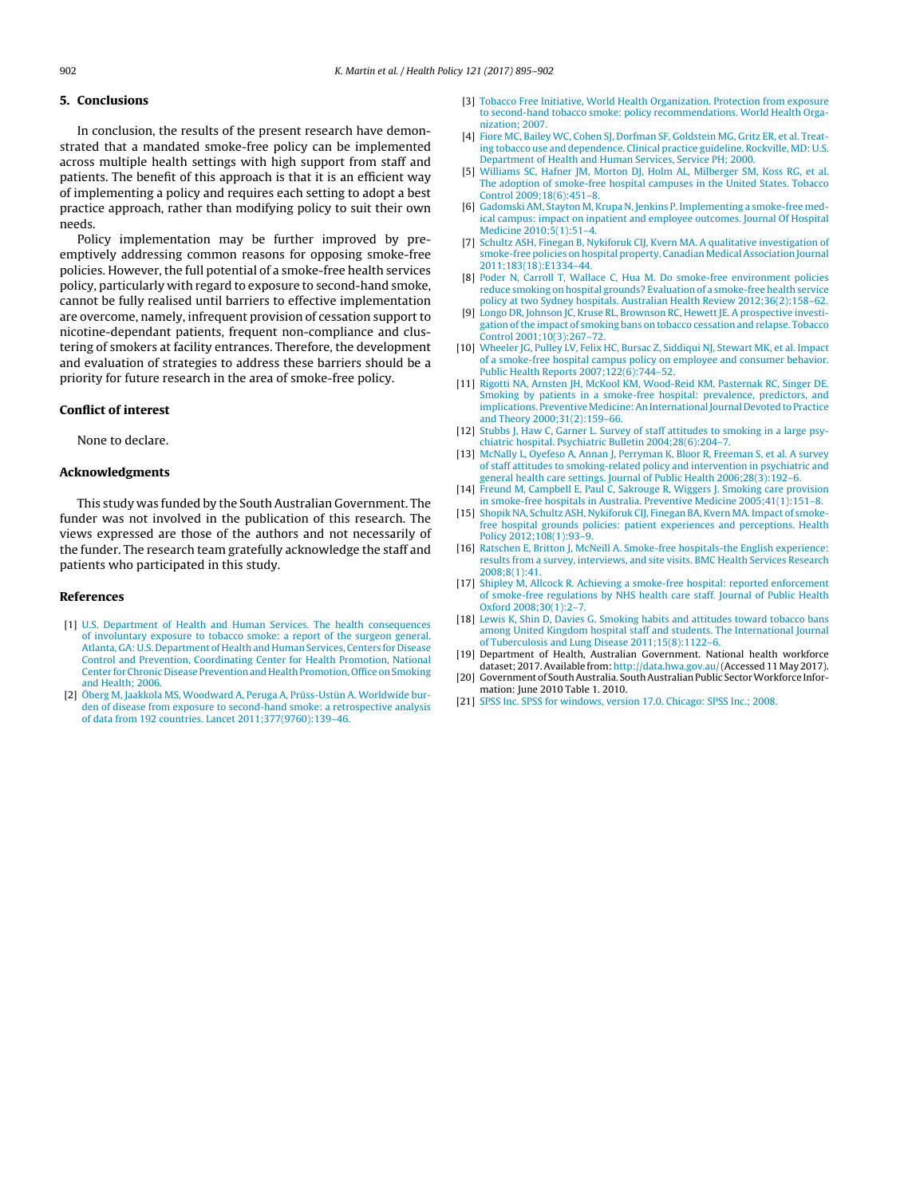## 5. Conclusions

In conclusion, the results of the present research have demonstrated that a mandated smoke-free policy can be implemented across multiple health settings with high support from staff and patients. The benefit of this approach is that it is an efficient way of implementing a policy and requires each setting to adopt a best practice approach, rather than modifying policy to suit their own needs.

Policy implementation may be further improved by pre-emptively addressing common reasons for opposing smoke-free policies. However, the full potential of a smoke-free health services policy, particularly with regard to exposure to second-hand smoke, cannot be fully realised until barriers to effective implementation are overcome, namely, infrequent provision of cessation support to nicotine-dependant patients, frequent non-compliance and clustering of smokers at facility entrances. Therefore, the development and evaluation of strategies to address these barriers should be a priority for future research in the area of smoke-free policy.

## Conflict of interest

None to declare.

## Acknowledgments

This study was funded by the South Australian Government. The funder was not involved in the publication of this research. The views expressed are those of the authors and not necessarily of the funder. The research team gratefully acknowledge the staff and patients who participated in this study.

## References

[1] U.S. Department of Health and Human Services. The health consequences of involuntary exposure to tobacco smoke: a report of the surgeon general. Atlanta, GA: U.S. Department of Health and Human Services, Centers for Disease Control and Prevention, Coordinating Center for Health Promotion, National Center for Chronic Disease Prevention and Health Promotion, Office on Smoking and Health; 2006.

[2] Öberg M, Jaakkola MS, Woodward A, Peruga A, Prüss-Ustün A. Worldwide burden of disease from exposure to second-hand smoke: a retrospective analysis of data from 192 countries. Lancet 2011;377(9760):139–46.

[3] Tobacco Free Initiative, World Health Organization. Protection from exposure to second-hand tobacco smoke: policy recommendations. World Health Organization; 2007.

[4] Fiore MC, Bailey WC, Cohen SJ, Dorfman SF, Goldstein MG, Gritz ER, et al. Treating tobacco use and dependence. Clinical practice guideline. Rockville, MD: U.S. Department of Health and Human Services, Service PH; 2000.

[5] Williams SC, Hafner JM, Morton DJ, Holm AL, Milberger SM, Koss RG, et al. The adoption of smoke-free hospital campuses in the United States. Tobacco Control 2009;18(6):451–8.

[6] Gadomski AM, Stayton M, Krupa N, Jenkins P. Implementing a smoke-free medical campus: impact on inpatient and employee outcomes. Journal Of Hospital Medicine 2010;5(1):51–4.

[7] Schultz ASH, Finegan B, Nykiforuk CIJ, Kvern MA. A qualitative investigation of smoke-free policies on hospital property. Canadian Medical Association Journal 2011;183(18):E1334–44.

[8] Poder N, Carroll T, Wallace C, Hua M. Do smoke-free environment policies reduce smoking on hospital grounds? Evaluation of a smoke-free health service policy at two Sydney hospitals. Australian Health Review 2012;36(2):158–62.

[9] Longo DR, Johnson JC, Kruse RL, Brownson RC, Hewett JE. A prospective investigation of the impact of smoking bans on tobacco cessation and relapse. Tobacco Control 2001;10(3):267–72.

[10] Wheeler JG, Pulley LV, Felix HC, Bursac Z, Siddiqui NJ, Stewart MK, et al. Impact of a smoke-free hospital campus policy on employee and consumer behavior. Public Health Reports 2007;122(6):744–52.

[11] Rigotti NA, Arnsten JH, McKool KM, Wood-Reid KM, Pasternak RC, Singer DE. Smoking by patients in a smoke-free hospital: prevalence, predictors, and implications. Preventive Medicine: An International Journal Devoted to Practice and Theory 2000;31(2):159–66.

[12] Stubbs J, Haw C, Garner L. Survey of staff attitudes to smoking in a large psychiatric hospital. Psychiatric Bulletin 2004;28(6):204–7.

[13] McNally L, Oyefeso A, Annan J, Perryman K, Bloor R, Freeman S, et al. A survey of staff attitudes to smoking-related policy and intervention in psychiatric and general health care settings. Journal of Public Health 2006;28(3):192–6.

[14] Freund M, Campbell E, Paul C, Sakrouge R, Wiggers J. Smoking care provision in smoke-free hospitals in Australia. Preventive Medicine 2005;41(1):151–8.

[15] Shopik NA, Schultz ASH, Nykiforuk CIJ, Finegan BA, Kvern MA. Impact of smoke-free hospital grounds policies: patient experiences and perceptions. Health Policy 2012;108(1):93–9.

[16] Ratschen E, Britton J, McNeill A. Smoke-free hospitals-the English experience: results from a survey, interviews, and site visits. BMC Health Services Research 2008;8(1):41.

[17] Shipley M, Allcock R. Achieving a smoke-free hospital: reported enforcement of smoke-free regulations by NHS health care staff. Journal of Public Health Oxford 2008;30(1):2–7.

[18] Lewis K, Shin D, Davies G. Smoking habits and attitudes toward tobacco bans among United Kingdom hospital staff and students. The International Journal of Tuberculosis and Lung Disease 2011;15(8):1122–6.

[19] Department of Health, Australian Government. National health workforce dataset; 2017. Available from: http://data.hwa.gov.au/ (Accessed 11 May 2017).

[20] Government of South Australia. South Australian Public Sector Workforce Information: June 2010 Table 1. 2010.

[21] SPSS Inc. SPSS for windows, version 17.0. Chicago: SPSS Inc.; 2008.